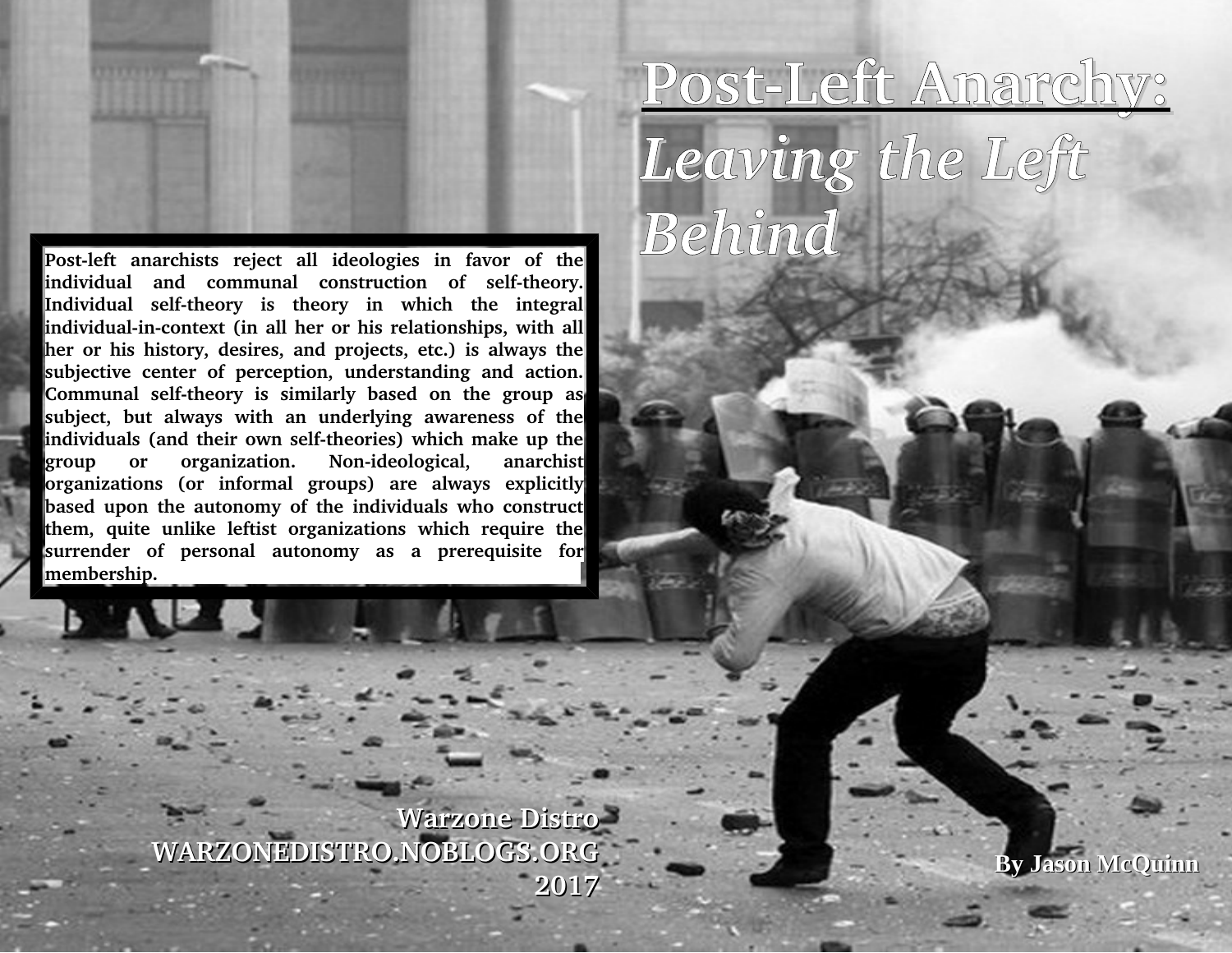# Post-Left Anarchy: *Leaving the Left Behind*

**Post-left anarchists reject all ideologies in favor of the individual and communal construction of self-theory. Individual self-theory is theory in which the integral individual-in-context (in all her or his relationships, with all her or his history, desires, and projects, etc.) is always the subjective center of perception, understanding and action. Communal self-theory is similarly based on the group as subject, but always with an underlying awareness of the individuals (and their own self-theories) which make up the group or organization. Non-ideological, anarchist organizations (or informal groups) are always explicitly based upon the autonomy of the individuals who construct them, quite unlike leftist organizations which require the surrender of personal autonomy as a prerequisite for membership.**

**Warzone Distro**
**WARZONEDISTRO.NOBLOGS.ORG**
**2017**

**By Jason McQuinn**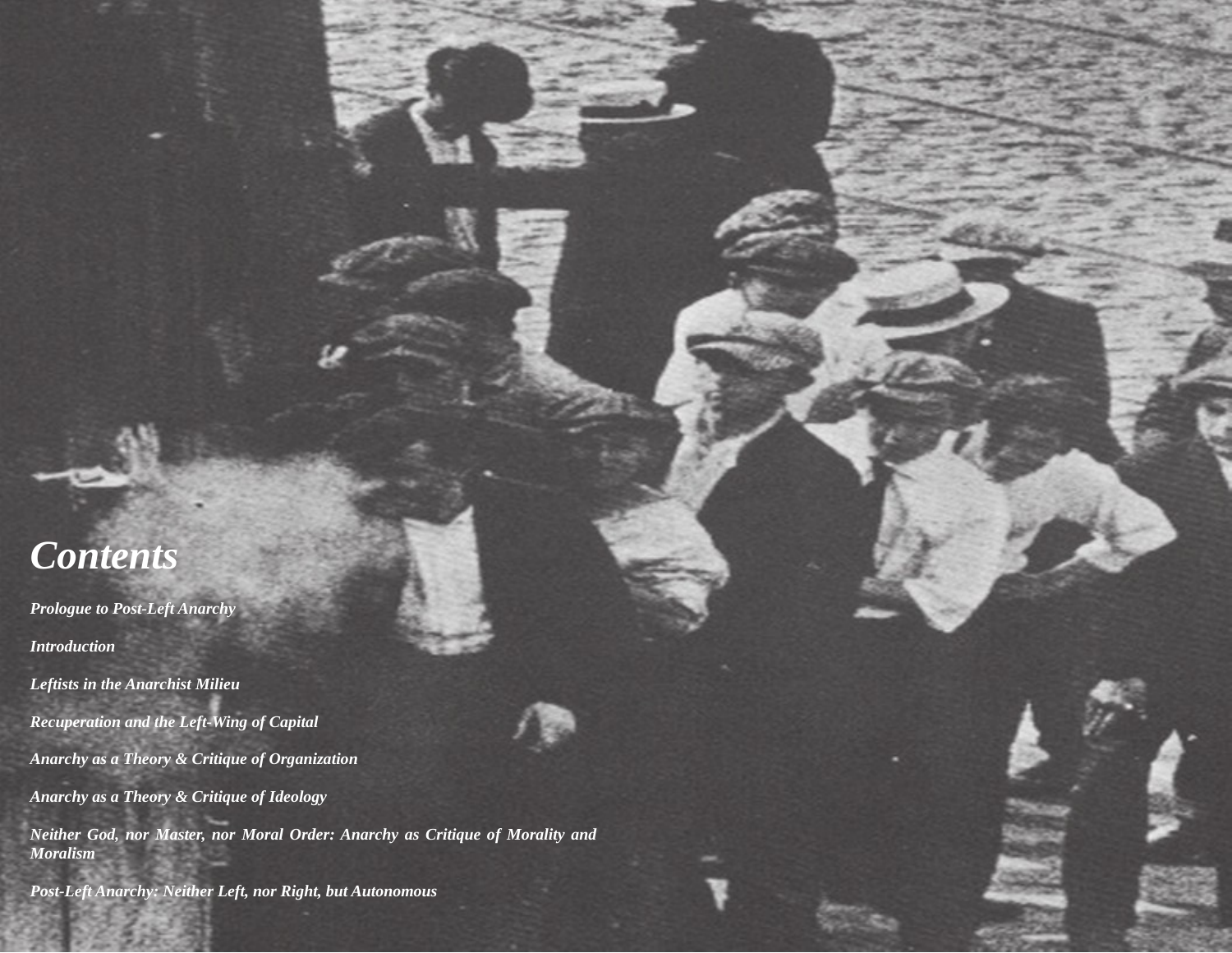# *Contents*

*Prologue to Post-Left Anarchy*

*Introduction*

*Leftists in the Anarchist Milieu*

*Recuperation and the Left-Wing of Capital*

*Anarchy as a Theory & Critique of Organization*

*Anarchy as a Theory & Critique of Ideology*

*Neither God, nor Master, nor Moral Order: Anarchy as Critique of Morality and Moralism*

*Post-Left Anarchy: Neither Left, nor Right, but Autonomous*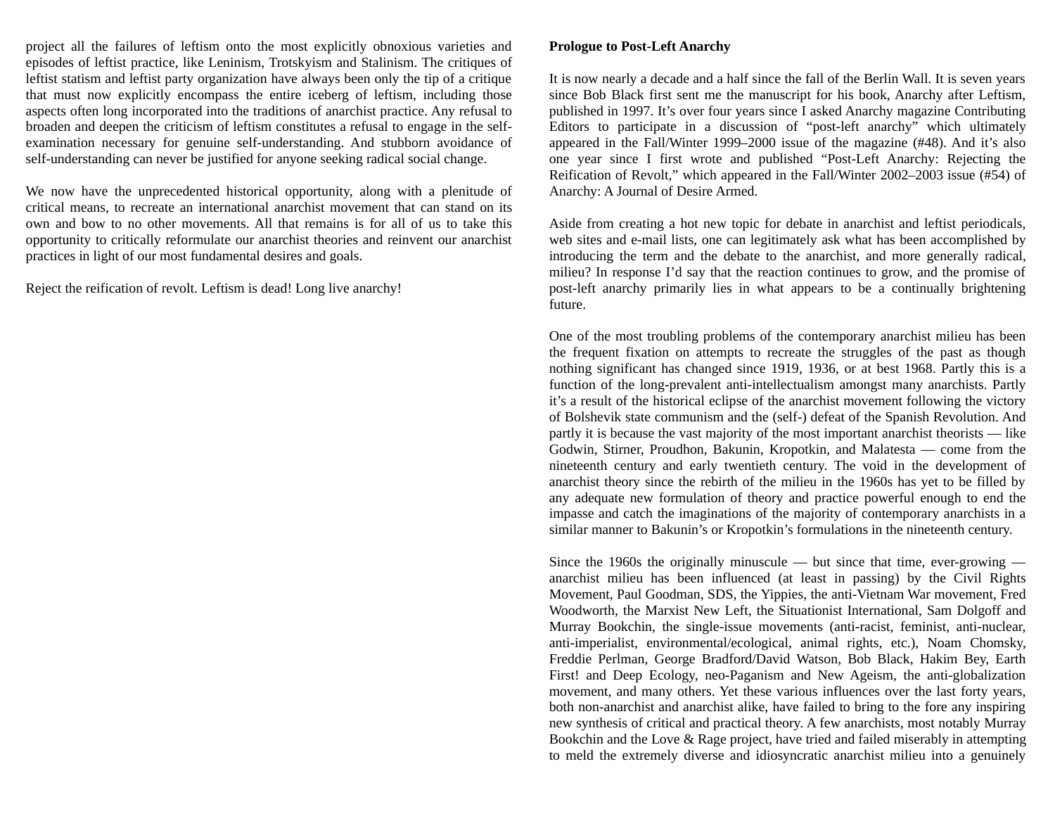project all the failures of leftism onto the most explicitly obnoxious varieties and episodes of leftist practice, like Leninism, Trotskyism and Stalinism. The critiques of leftist statism and leftist party organization have always been only the tip of a critique that must now explicitly encompass the entire iceberg of leftism, including those aspects often long incorporated into the traditions of anarchist practice. Any refusal to broaden and deepen the criticism of leftism constitutes a refusal to engage in the self-examination necessary for genuine self-understanding. And stubborn avoidance of self-understanding can never be justified for anyone seeking radical social change.

We now have the unprecedented historical opportunity, along with a plenitude of critical means, to recreate an international anarchist movement that can stand on its own and bow to no other movements. All that remains is for all of us to take this opportunity to critically reformulate our anarchist theories and reinvent our anarchist practices in light of our most fundamental desires and goals.

Reject the reification of revolt. Leftism is dead! Long live anarchy!

**Prologue to Post-Left Anarchy**

It is now nearly a decade and a half since the fall of the Berlin Wall. It is seven years since Bob Black first sent me the manuscript for his book, Anarchy after Leftism, published in 1997. It's over four years since I asked Anarchy magazine Contributing Editors to participate in a discussion of "post-left anarchy" which ultimately appeared in the Fall/Winter 1999–2000 issue of the magazine (#48). And it's also one year since I first wrote and published "Post-Left Anarchy: Rejecting the Reification of Revolt," which appeared in the Fall/Winter 2002–2003 issue (#54) of Anarchy: A Journal of Desire Armed.

Aside from creating a hot new topic for debate in anarchist and leftist periodicals, web sites and e-mail lists, one can legitimately ask what has been accomplished by introducing the term and the debate to the anarchist, and more generally radical, milieu? In response I'd say that the reaction continues to grow, and the promise of post-left anarchy primarily lies in what appears to be a continually brightening future.

One of the most troubling problems of the contemporary anarchist milieu has been the frequent fixation on attempts to recreate the struggles of the past as though nothing significant has changed since 1919, 1936, or at best 1968. Partly this is a function of the long-prevalent anti-intellectualism amongst many anarchists. Partly it's a result of the historical eclipse of the anarchist movement following the victory of Bolshevik state communism and the (self-) defeat of the Spanish Revolution. And partly it is because the vast majority of the most important anarchist theorists — like Godwin, Stirner, Proudhon, Bakunin, Kropotkin, and Malatesta — come from the nineteenth century and early twentieth century. The void in the development of anarchist theory since the rebirth of the milieu in the 1960s has yet to be filled by any adequate new formulation of theory and practice powerful enough to end the impasse and catch the imaginations of the majority of contemporary anarchists in a similar manner to Bakunin's or Kropotkin's formulations in the nineteenth century.

Since the 1960s the originally minuscule — but since that time, ever-growing — anarchist milieu has been influenced (at least in passing) by the Civil Rights Movement, Paul Goodman, SDS, the Yippies, the anti-Vietnam War movement, Fred Woodworth, the Marxist New Left, the Situationist International, Sam Dolgoff and Murray Bookchin, the single-issue movements (anti-racist, feminist, anti-nuclear, anti-imperialist, environmental/ecological, animal rights, etc.), Noam Chomsky, Freddie Perlman, George Bradford/David Watson, Bob Black, Hakim Bey, Earth First! and Deep Ecology, neo-Paganism and New Ageism, the anti-globalization movement, and many others. Yet these various influences over the last forty years, both non-anarchist and anarchist alike, have failed to bring to the fore any inspiring new synthesis of critical and practical theory. A few anarchists, most notably Murray Bookchin and the Love & Rage project, have tried and failed miserably in attempting to meld the extremely diverse and idiosyncratic anarchist milieu into a genuinely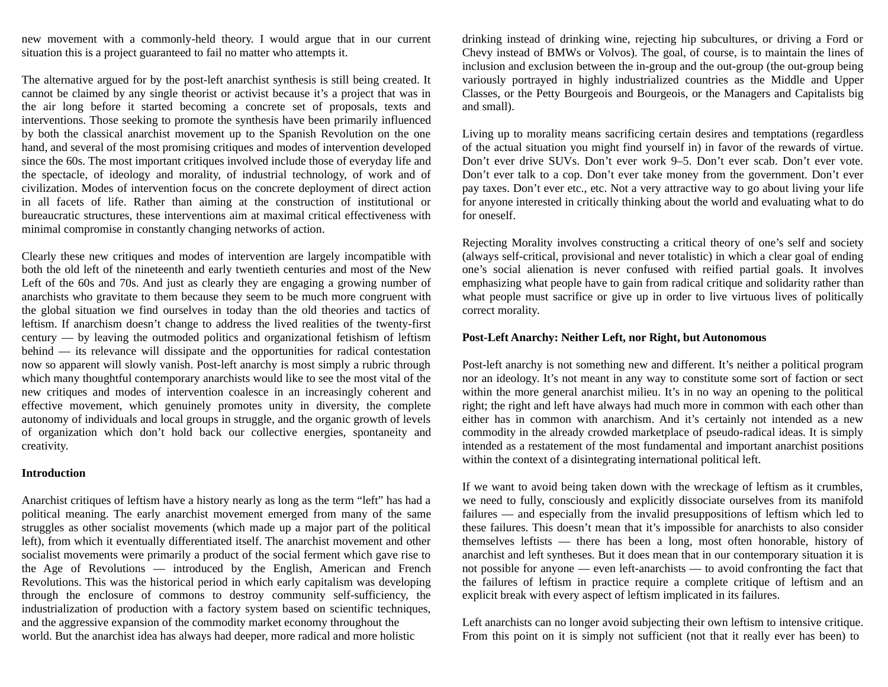new movement with a commonly-held theory. I would argue that in our current situation this is a project guaranteed to fail no matter who attempts it.

The alternative argued for by the post-left anarchist synthesis is still being created. It cannot be claimed by any single theorist or activist because it's a project that was in the air long before it started becoming a concrete set of proposals, texts and interventions. Those seeking to promote the synthesis have been primarily influenced by both the classical anarchist movement up to the Spanish Revolution on the one hand, and several of the most promising critiques and modes of intervention developed since the 60s. The most important critiques involved include those of everyday life and the spectacle, of ideology and morality, of industrial technology, of work and of civilization. Modes of intervention focus on the concrete deployment of direct action in all facets of life. Rather than aiming at the construction of institutional or bureaucratic structures, these interventions aim at maximal critical effectiveness with minimal compromise in constantly changing networks of action.

Clearly these new critiques and modes of intervention are largely incompatible with both the old left of the nineteenth and early twentieth centuries and most of the New Left of the 60s and 70s. And just as clearly they are engaging a growing number of anarchists who gravitate to them because they seem to be much more congruent with the global situation we find ourselves in today than the old theories and tactics of leftism. If anarchism doesn't change to address the lived realities of the twenty-first century — by leaving the outmoded politics and organizational fetishism of leftism behind — its relevance will dissipate and the opportunities for radical contestation now so apparent will slowly vanish. Post-left anarchy is most simply a rubric through which many thoughtful contemporary anarchists would like to see the most vital of the new critiques and modes of intervention coalesce in an increasingly coherent and effective movement, which genuinely promotes unity in diversity, the complete autonomy of individuals and local groups in struggle, and the organic growth of levels of organization which don't hold back our collective energies, spontaneity and creativity.

**Introduction**

Anarchist critiques of leftism have a history nearly as long as the term "left" has had a political meaning. The early anarchist movement emerged from many of the same struggles as other socialist movements (which made up a major part of the political left), from which it eventually differentiated itself. The anarchist movement and other socialist movements were primarily a product of the social ferment which gave rise to the Age of Revolutions — introduced by the English, American and French Revolutions. This was the historical period in which early capitalism was developing through the enclosure of commons to destroy community self-sufficiency, the industrialization of production with a factory system based on scientific techniques, and the aggressive expansion of the commodity market economy throughout the world. But the anarchist idea has always had deeper, more radical and more holistic

drinking instead of drinking wine, rejecting hip subcultures, or driving a Ford or Chevy instead of BMWs or Volvos). The goal, of course, is to maintain the lines of inclusion and exclusion between the in-group and the out-group (the out-group being variously portrayed in highly industrialized countries as the Middle and Upper Classes, or the Petty Bourgeois and Bourgeois, or the Managers and Capitalists big and small).

Living up to morality means sacrificing certain desires and temptations (regardless of the actual situation you might find yourself in) in favor of the rewards of virtue. Don't ever drive SUVs. Don't ever work 9–5. Don't ever scab. Don't ever vote. Don't ever talk to a cop. Don't ever take money from the government. Don't ever pay taxes. Don't ever etc., etc. Not a very attractive way to go about living your life for anyone interested in critically thinking about the world and evaluating what to do for oneself.

Rejecting Morality involves constructing a critical theory of one's self and society (always self-critical, provisional and never totalistic) in which a clear goal of ending one's social alienation is never confused with reified partial goals. It involves emphasizing what people have to gain from radical critique and solidarity rather than what people must sacrifice or give up in order to live virtuous lives of politically correct morality.

**Post-Left Anarchy: Neither Left, nor Right, but Autonomous**

Post-left anarchy is not something new and different. It's neither a political program nor an ideology. It's not meant in any way to constitute some sort of faction or sect within the more general anarchist milieu. It's in no way an opening to the political right; the right and left have always had much more in common with each other than either has in common with anarchism. And it's certainly not intended as a new commodity in the already crowded marketplace of pseudo-radical ideas. It is simply intended as a restatement of the most fundamental and important anarchist positions within the context of a disintegrating international political left.

If we want to avoid being taken down with the wreckage of leftism as it crumbles, we need to fully, consciously and explicitly dissociate ourselves from its manifold failures — and especially from the invalid presuppositions of leftism which led to these failures. This doesn't mean that it's impossible for anarchists to also consider themselves leftists — there has been a long, most often honorable, history of anarchist and left syntheses. But it does mean that in our contemporary situation it is not possible for anyone — even left-anarchists — to avoid confronting the fact that the failures of leftism in practice require a complete critique of leftism and an explicit break with every aspect of leftism implicated in its failures.

Left anarchists can no longer avoid subjecting their own leftism to intensive critique. From this point on it is simply not sufficient (not that it really ever has been) to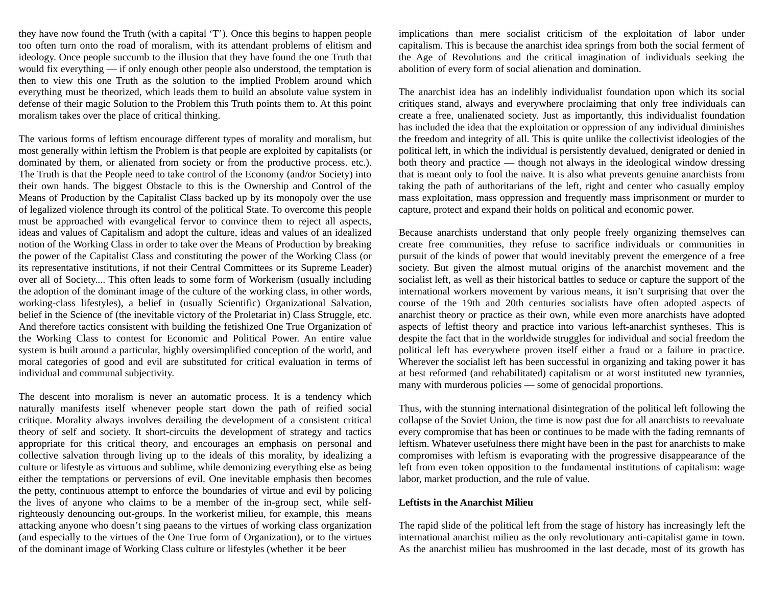they have now found the Truth (with a capital 'T'). Once this begins to happen people too often turn onto the road of moralism, with its attendant problems of elitism and ideology. Once people succumb to the illusion that they have found the one Truth that would fix everything — if only enough other people also understood, the temptation is then to view this one Truth as the solution to the implied Problem around which everything must be theorized, which leads them to build an absolute value system in defense of their magic Solution to the Problem this Truth points them to. At this point moralism takes over the place of critical thinking.

The various forms of leftism encourage different types of morality and moralism, but most generally within leftism the Problem is that people are exploited by capitalists (or dominated by them, or alienated from society or from the productive process. etc.). The Truth is that the People need to take control of the Economy (and/or Society) into their own hands. The biggest Obstacle to this is the Ownership and Control of the Means of Production by the Capitalist Class backed up by its monopoly over the use of legalized violence through its control of the political State. To overcome this people must be approached with evangelical fervor to convince them to reject all aspects, ideas and values of Capitalism and adopt the culture, ideas and values of an idealized notion of the Working Class in order to take over the Means of Production by breaking the power of the Capitalist Class and constituting the power of the Working Class (or its representative institutions, if not their Central Committees or its Supreme Leader) over all of Society.... This often leads to some form of Workerism (usually including the adoption of the dominant image of the culture of the working class, in other words, working-class lifestyles), a belief in (usually Scientific) Organizational Salvation, belief in the Science of (the inevitable victory of the Proletariat in) Class Struggle, etc. And therefore tactics consistent with building the fetishized One True Organization of the Working Class to contest for Economic and Political Power. An entire value system is built around a particular, highly oversimplified conception of the world, and moral categories of good and evil are substituted for critical evaluation in terms of individual and communal subjectivity.

The descent into moralism is never an automatic process. It is a tendency which naturally manifests itself whenever people start down the path of reified social critique. Morality always involves derailing the development of a consistent critical theory of self and society. It short-circuits the development of strategy and tactics appropriate for this critical theory, and encourages an emphasis on personal and collective salvation through living up to the ideals of this morality, by idealizing a culture or lifestyle as virtuous and sublime, while demonizing everything else as being either the temptations or perversions of evil. One inevitable emphasis then becomes the petty, continuous attempt to enforce the boundaries of virtue and evil by policing the lives of anyone who claims to be a member of the in-group sect, while self-righteously denouncing out-groups. In the workerist milieu, for example, this means attacking anyone who doesn't sing paeans to the virtues of working class organization (and especially to the virtues of the One True form of Organization), or to the virtues of the dominant image of Working Class culture or lifestyles (whether it be beer implications than mere socialist criticism of the exploitation of labor under capitalism. This is because the anarchist idea springs from both the social ferment of the Age of Revolutions and the critical imagination of individuals seeking the abolition of every form of social alienation and domination.

The anarchist idea has an indelibly individualist foundation upon which its social critiques stand, always and everywhere proclaiming that only free individuals can create a free, unalienated society. Just as importantly, this individualist foundation has included the idea that the exploitation or oppression of any individual diminishes the freedom and integrity of all. This is quite unlike the collectivist ideologies of the political left, in which the individual is persistently devalued, denigrated or denied in both theory and practice — though not always in the ideological window dressing that is meant only to fool the naive. It is also what prevents genuine anarchists from taking the path of authoritarians of the left, right and center who casually employ mass exploitation, mass oppression and frequently mass imprisonment or murder to capture, protect and expand their holds on political and economic power.

Because anarchists understand that only people freely organizing themselves can create free communities, they refuse to sacrifice individuals or communities in pursuit of the kinds of power that would inevitably prevent the emergence of a free society. But given the almost mutual origins of the anarchist movement and the socialist left, as well as their historical battles to seduce or capture the support of the international workers movement by various means, it isn't surprising that over the course of the 19th and 20th centuries socialists have often adopted aspects of anarchist theory or practice as their own, while even more anarchists have adopted aspects of leftist theory and practice into various left-anarchist syntheses. This is despite the fact that in the worldwide struggles for individual and social freedom the political left has everywhere proven itself either a fraud or a failure in practice. Wherever the socialist left has been successful in organizing and taking power it has at best reformed (and rehabilitated) capitalism or at worst instituted new tyrannies, many with murderous policies — some of genocidal proportions.

Thus, with the stunning international disintegration of the political left following the collapse of the Soviet Union, the time is now past due for all anarchists to reevaluate every compromise that has been or continues to be made with the fading remnants of leftism. Whatever usefulness there might have been in the past for anarchists to make compromises with leftism is evaporating with the progressive disappearance of the left from even token opposition to the fundamental institutions of capitalism: wage labor, market production, and the rule of value.

## Leftists in the Anarchist Milieu

The rapid slide of the political left from the stage of history has increasingly left the international anarchist milieu as the only revolutionary anti-capitalist game in town. As the anarchist milieu has mushroomed in the last decade, most of its growth has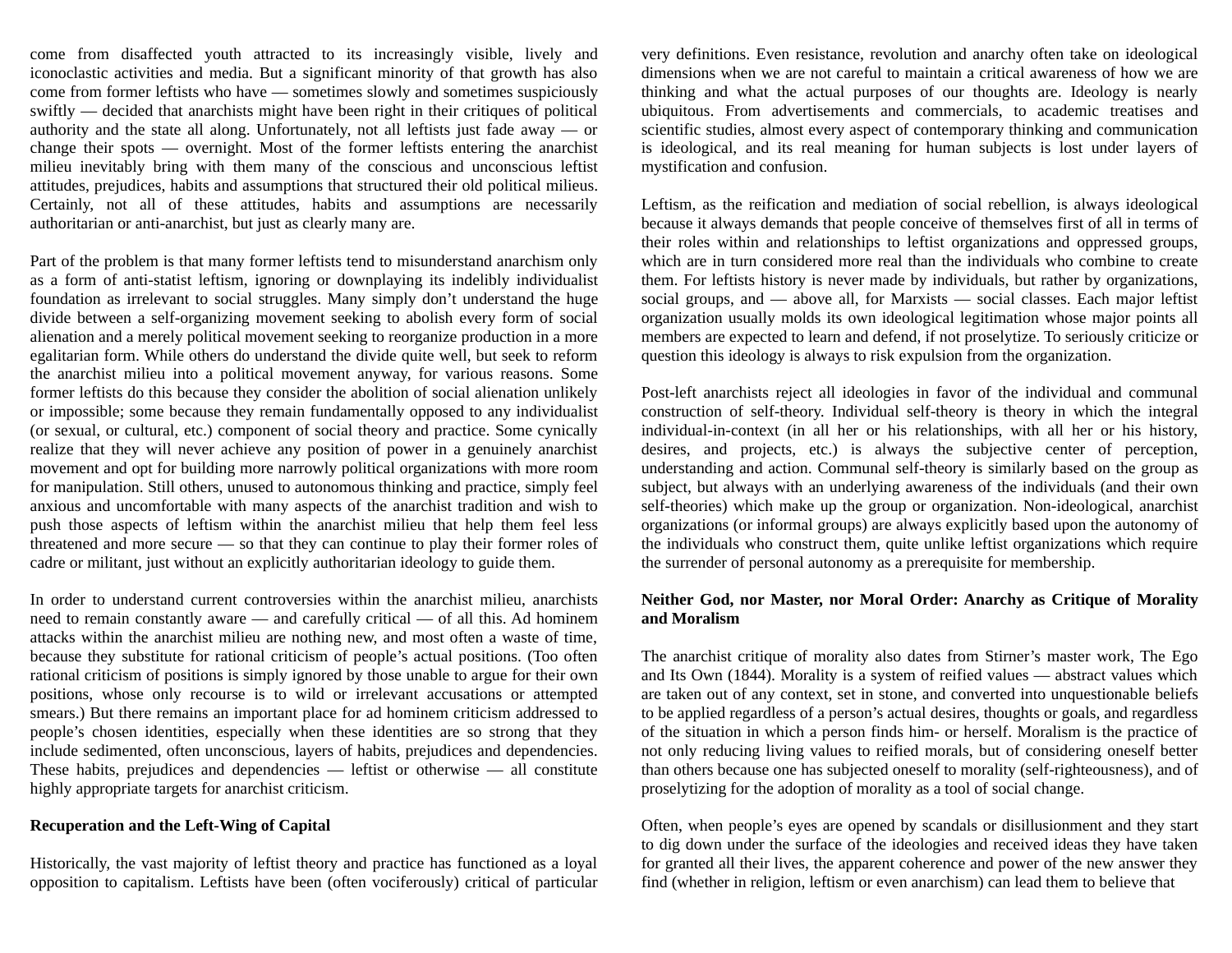come from disaffected youth attracted to its increasingly visible, lively and iconoclastic activities and media. But a significant minority of that growth has also come from former leftists who have — sometimes slowly and sometimes suspiciously swiftly — decided that anarchists might have been right in their critiques of political authority and the state all along. Unfortunately, not all leftists just fade away — or change their spots — overnight. Most of the former leftists entering the anarchist milieu inevitably bring with them many of the conscious and unconscious leftist attitudes, prejudices, habits and assumptions that structured their old political milieus. Certainly, not all of these attitudes, habits and assumptions are necessarily authoritarian or anti-anarchist, but just as clearly many are.

Part of the problem is that many former leftists tend to misunderstand anarchism only as a form of anti-statist leftism, ignoring or downplaying its indelibly individualist foundation as irrelevant to social struggles. Many simply don't understand the huge divide between a self-organizing movement seeking to abolish every form of social alienation and a merely political movement seeking to reorganize production in a more egalitarian form. While others do understand the divide quite well, but seek to reform the anarchist milieu into a political movement anyway, for various reasons. Some former leftists do this because they consider the abolition of social alienation unlikely or impossible; some because they remain fundamentally opposed to any individualist (or sexual, or cultural, etc.) component of social theory and practice. Some cynically realize that they will never achieve any position of power in a genuinely anarchist movement and opt for building more narrowly political organizations with more room for manipulation. Still others, unused to autonomous thinking and practice, simply feel anxious and uncomfortable with many aspects of the anarchist tradition and wish to push those aspects of leftism within the anarchist milieu that help them feel less threatened and more secure — so that they can continue to play their former roles of cadre or militant, just without an explicitly authoritarian ideology to guide them.

In order to understand current controversies within the anarchist milieu, anarchists need to remain constantly aware — and carefully critical — of all this. Ad hominem attacks within the anarchist milieu are nothing new, and most often a waste of time, because they substitute for rational criticism of people's actual positions. (Too often rational criticism of positions is simply ignored by those unable to argue for their own positions, whose only recourse is to wild or irrelevant accusations or attempted smears.) But there remains an important place for ad hominem criticism addressed to people's chosen identities, especially when these identities are so strong that they include sedimented, often unconscious, layers of habits, prejudices and dependencies. These habits, prejudices and dependencies — leftist or otherwise — all constitute highly appropriate targets for anarchist criticism.

**Recuperation and the Left-Wing of Capital**

Historically, the vast majority of leftist theory and practice has functioned as a loyal opposition to capitalism. Leftists have been (often vociferously) critical of particular very definitions. Even resistance, revolution and anarchy often take on ideological dimensions when we are not careful to maintain a critical awareness of how we are thinking and what the actual purposes of our thoughts are. Ideology is nearly ubiquitous. From advertisements and commercials, to academic treatises and scientific studies, almost every aspect of contemporary thinking and communication is ideological, and its real meaning for human subjects is lost under layers of mystification and confusion.

Leftism, as the reification and mediation of social rebellion, is always ideological because it always demands that people conceive of themselves first of all in terms of their roles within and relationships to leftist organizations and oppressed groups, which are in turn considered more real than the individuals who combine to create them. For leftists history is never made by individuals, but rather by organizations, social groups, and — above all, for Marxists — social classes. Each major leftist organization usually molds its own ideological legitimation whose major points all members are expected to learn and defend, if not proselytize. To seriously criticize or question this ideology is always to risk expulsion from the organization.

Post-left anarchists reject all ideologies in favor of the individual and communal construction of self-theory. Individual self-theory is theory in which the integral individual-in-context (in all her or his relationships, with all her or his history, desires, and projects, etc.) is always the subjective center of perception, understanding and action. Communal self-theory is similarly based on the group as subject, but always with an underlying awareness of the individuals (and their own self-theories) which make up the group or organization. Non-ideological, anarchist organizations (or informal groups) are always explicitly based upon the autonomy of the individuals who construct them, quite unlike leftist organizations which require the surrender of personal autonomy as a prerequisite for membership.

**Neither God, nor Master, nor Moral Order: Anarchy as Critique of Morality and Moralism**

The anarchist critique of morality also dates from Stirner's master work, The Ego and Its Own (1844). Morality is a system of reified values — abstract values which are taken out of any context, set in stone, and converted into unquestionable beliefs to be applied regardless of a person's actual desires, thoughts or goals, and regardless of the situation in which a person finds him- or herself. Moralism is the practice of not only reducing living values to reified morals, but of considering oneself better than others because one has subjected oneself to morality (self-righteousness), and of proselytizing for the adoption of morality as a tool of social change.

Often, when people's eyes are opened by scandals or disillusionment and they start to dig down under the surface of the ideologies and received ideas they have taken for granted all their lives, the apparent coherence and power of the new answer they find (whether in religion, leftism or even anarchism) can lead them to believe that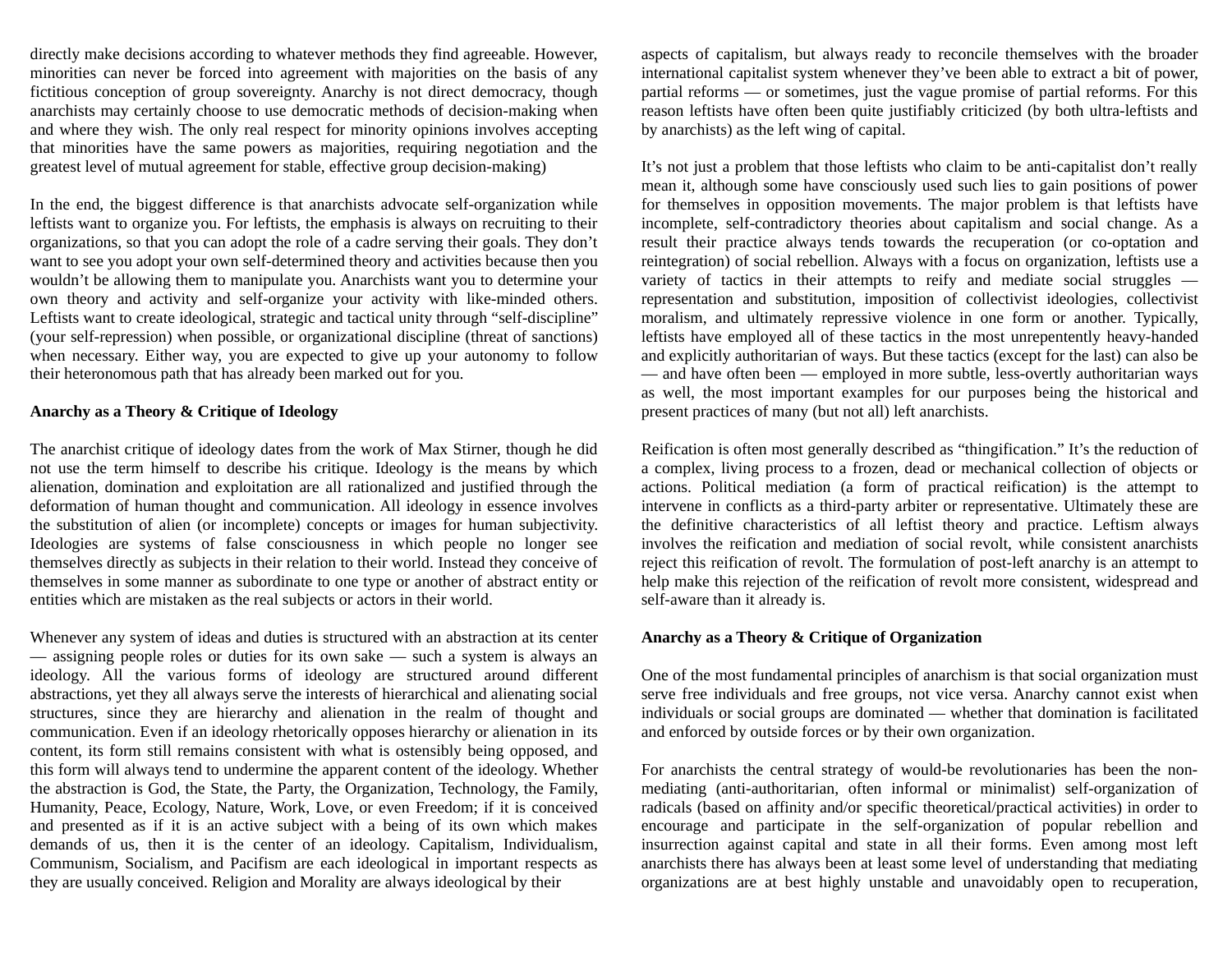directly make decisions according to whatever methods they find agreeable. However, minorities can never be forced into agreement with majorities on the basis of any fictitious conception of group sovereignty. Anarchy is not direct democracy, though anarchists may certainly choose to use democratic methods of decision-making when and where they wish. The only real respect for minority opinions involves accepting that minorities have the same powers as majorities, requiring negotiation and the greatest level of mutual agreement for stable, effective group decision-making)

In the end, the biggest difference is that anarchists advocate self-organization while leftists want to organize you. For leftists, the emphasis is always on recruiting to their organizations, so that you can adopt the role of a cadre serving their goals. They don't want to see you adopt your own self-determined theory and activities because then you wouldn't be allowing them to manipulate you. Anarchists want you to determine your own theory and activity and self-organize your activity with like-minded others. Leftists want to create ideological, strategic and tactical unity through "self-discipline" (your self-repression) when possible, or organizational discipline (threat of sanctions) when necessary. Either way, you are expected to give up your autonomy to follow their heteronomous path that has already been marked out for you.

**Anarchy as a Theory & Critique of Ideology**

The anarchist critique of ideology dates from the work of Max Stirner, though he did not use the term himself to describe his critique. Ideology is the means by which alienation, domination and exploitation are all rationalized and justified through the deformation of human thought and communication. All ideology in essence involves the substitution of alien (or incomplete) concepts or images for human subjectivity. Ideologies are systems of false consciousness in which people no longer see themselves directly as subjects in their relation to their world. Instead they conceive of themselves in some manner as subordinate to one type or another of abstract entity or entities which are mistaken as the real subjects or actors in their world.

Whenever any system of ideas and duties is structured with an abstraction at its center — assigning people roles or duties for its own sake — such a system is always an ideology. All the various forms of ideology are structured around different abstractions, yet they all always serve the interests of hierarchical and alienating social structures, since they are hierarchy and alienation in the realm of thought and communication. Even if an ideology rhetorically opposes hierarchy or alienation in its content, its form still remains consistent with what is ostensibly being opposed, and this form will always tend to undermine the apparent content of the ideology. Whether the abstraction is God, the State, the Party, the Organization, Technology, the Family, Humanity, Peace, Ecology, Nature, Work, Love, or even Freedom; if it is conceived and presented as if it is an active subject with a being of its own which makes demands of us, then it is the center of an ideology. Capitalism, Individualism, Communism, Socialism, and Pacifism are each ideological in important respects as they are usually conceived. Religion and Morality are always ideological by their aspects of capitalism, but always ready to reconcile themselves with the broader international capitalist system whenever they've been able to extract a bit of power, partial reforms — or sometimes, just the vague promise of partial reforms. For this reason leftists have often been quite justifiably criticized (by both ultra-leftists and by anarchists) as the left wing of capital.

It's not just a problem that those leftists who claim to be anti-capitalist don't really mean it, although some have consciously used such lies to gain positions of power for themselves in opposition movements. The major problem is that leftists have incomplete, self-contradictory theories about capitalism and social change. As a result their practice always tends towards the recuperation (or co-optation and reintegration) of social rebellion. Always with a focus on organization, leftists use a variety of tactics in their attempts to reify and mediate social struggles — representation and substitution, imposition of collectivist ideologies, collectivist moralism, and ultimately repressive violence in one form or another. Typically, leftists have employed all of these tactics in the most unrepentently heavy-handed and explicitly authoritarian of ways. But these tactics (except for the last) can also be — and have often been — employed in more subtle, less-overtly authoritarian ways as well, the most important examples for our purposes being the historical and present practices of many (but not all) left anarchists.

Reification is often most generally described as "thingification." It's the reduction of a complex, living process to a frozen, dead or mechanical collection of objects or actions. Political mediation (a form of practical reification) is the attempt to intervene in conflicts as a third-party arbiter or representative. Ultimately these are the definitive characteristics of all leftist theory and practice. Leftism always involves the reification and mediation of social revolt, while consistent anarchists reject this reification of revolt. The formulation of post-left anarchy is an attempt to help make this rejection of the reification of revolt more consistent, widespread and self-aware than it already is.

**Anarchy as a Theory & Critique of Organization**

One of the most fundamental principles of anarchism is that social organization must serve free individuals and free groups, not vice versa. Anarchy cannot exist when individuals or social groups are dominated — whether that domination is facilitated and enforced by outside forces or by their own organization.

For anarchists the central strategy of would-be revolutionaries has been the non-mediating (anti-authoritarian, often informal or minimalist) self-organization of radicals (based on affinity and/or specific theoretical/practical activities) in order to encourage and participate in the self-organization of popular rebellion and insurrection against capital and state in all their forms. Even among most left anarchists there has always been at least some level of understanding that mediating organizations are at best highly unstable and unavoidably open to recuperation,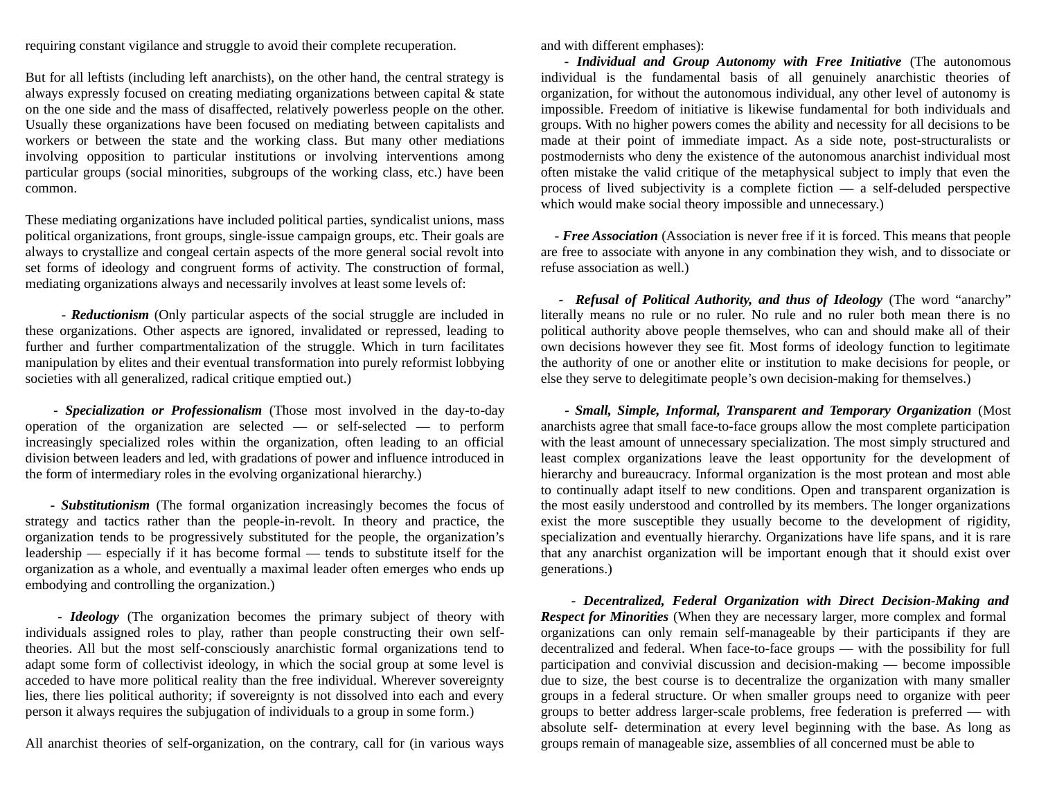requiring constant vigilance and struggle to avoid their complete recuperation.

But for all leftists (including left anarchists), on the other hand, the central strategy is always expressly focused on creating mediating organizations between capital & state on the one side and the mass of disaffected, relatively powerless people on the other. Usually these organizations have been focused on mediating between capitalists and workers or between the state and the working class. But many other mediations involving opposition to particular institutions or involving interventions among particular groups (social minorities, subgroups of the working class, etc.) have been common.

These mediating organizations have included political parties, syndicalist unions, mass political organizations, front groups, single-issue campaign groups, etc. Their goals are always to crystallize and congeal certain aspects of the more general social revolt into set forms of ideology and congruent forms of activity. The construction of formal, mediating organizations always and necessarily involves at least some levels of:

- ***Reductionism*** (Only particular aspects of the social struggle are included in these organizations. Other aspects are ignored, invalidated or repressed, leading to further and further compartmentalization of the struggle. Which in turn facilitates manipulation by elites and their eventual transformation into purely reformist lobbying societies with all generalized, radical critique emptied out.)

- ***Specialization or Professionalism*** (Those most involved in the day-to-day operation of the organization are selected — or self-selected — to perform increasingly specialized roles within the organization, often leading to an official division between leaders and led, with gradations of power and influence introduced in the form of intermediary roles in the evolving organizational hierarchy.)

- ***Substitutionism*** (The formal organization increasingly becomes the focus of strategy and tactics rather than the people-in-revolt. In theory and practice, the organization tends to be progressively substituted for the people, the organization's leadership — especially if it has become formal — tends to substitute itself for the organization as a whole, and eventually a maximal leader often emerges who ends up embodying and controlling the organization.)

- ***Ideology*** (The organization becomes the primary subject of theory with individuals assigned roles to play, rather than people constructing their own self-theories. All but the most self-consciously anarchistic formal organizations tend to adapt some form of collectivist ideology, in which the social group at some level is acceded to have more political reality than the free individual. Wherever sovereignty lies, there lies political authority; if sovereignty is not dissolved into each and every person it always requires the subjugation of individuals to a group in some form.)

All anarchist theories of self-organization, on the contrary, call for (in various ways and with different emphases):

- ***Individual and Group Autonomy with Free Initiative*** (The autonomous individual is the fundamental basis of all genuinely anarchistic theories of organization, for without the autonomous individual, any other level of autonomy is impossible. Freedom of initiative is likewise fundamental for both individuals and groups. With no higher powers comes the ability and necessity for all decisions to be made at their point of immediate impact. As a side note, post-structuralists or postmodernists who deny the existence of the autonomous anarchist individual most often mistake the valid critique of the metaphysical subject to imply that even the process of lived subjectivity is a complete fiction — a self-deluded perspective which would make social theory impossible and unnecessary.)

- ***Free Association*** (Association is never free if it is forced. This means that people are free to associate with anyone in any combination they wish, and to dissociate or refuse association as well.)

- ***Refusal of Political Authority, and thus of Ideology*** (The word "anarchy" literally means no rule or no ruler. No rule and no ruler both mean there is no political authority above people themselves, who can and should make all of their own decisions however they see fit. Most forms of ideology function to legitimate the authority of one or another elite or institution to make decisions for people, or else they serve to delegitimate people's own decision-making for themselves.)

- ***Small, Simple, Informal, Transparent and Temporary Organization*** (Most anarchists agree that small face-to-face groups allow the most complete participation with the least amount of unnecessary specialization. The most simply structured and least complex organizations leave the least opportunity for the development of hierarchy and bureaucracy. Informal organization is the most protean and most able to continually adapt itself to new conditions. Open and transparent organization is the most easily understood and controlled by its members. The longer organizations exist the more susceptible they usually become to the development of rigidity, specialization and eventually hierarchy. Organizations have life spans, and it is rare that any anarchist organization will be important enough that it should exist over generations.)

- ***Decentralized, Federal Organization with Direct Decision-Making and Respect for Minorities*** (When they are necessary larger, more complex and formal organizations can only remain self-manageable by their participants if they are decentralized and federal. When face-to-face groups — with the possibility for full participation and convivial discussion and decision-making — become impossible due to size, the best course is to decentralize the organization with many smaller groups in a federal structure. Or when smaller groups need to organize with peer groups to better address larger-scale problems, free federation is preferred — with absolute self- determination at every level beginning with the base. As long as groups remain of manageable size, assemblies of all concerned must be able to